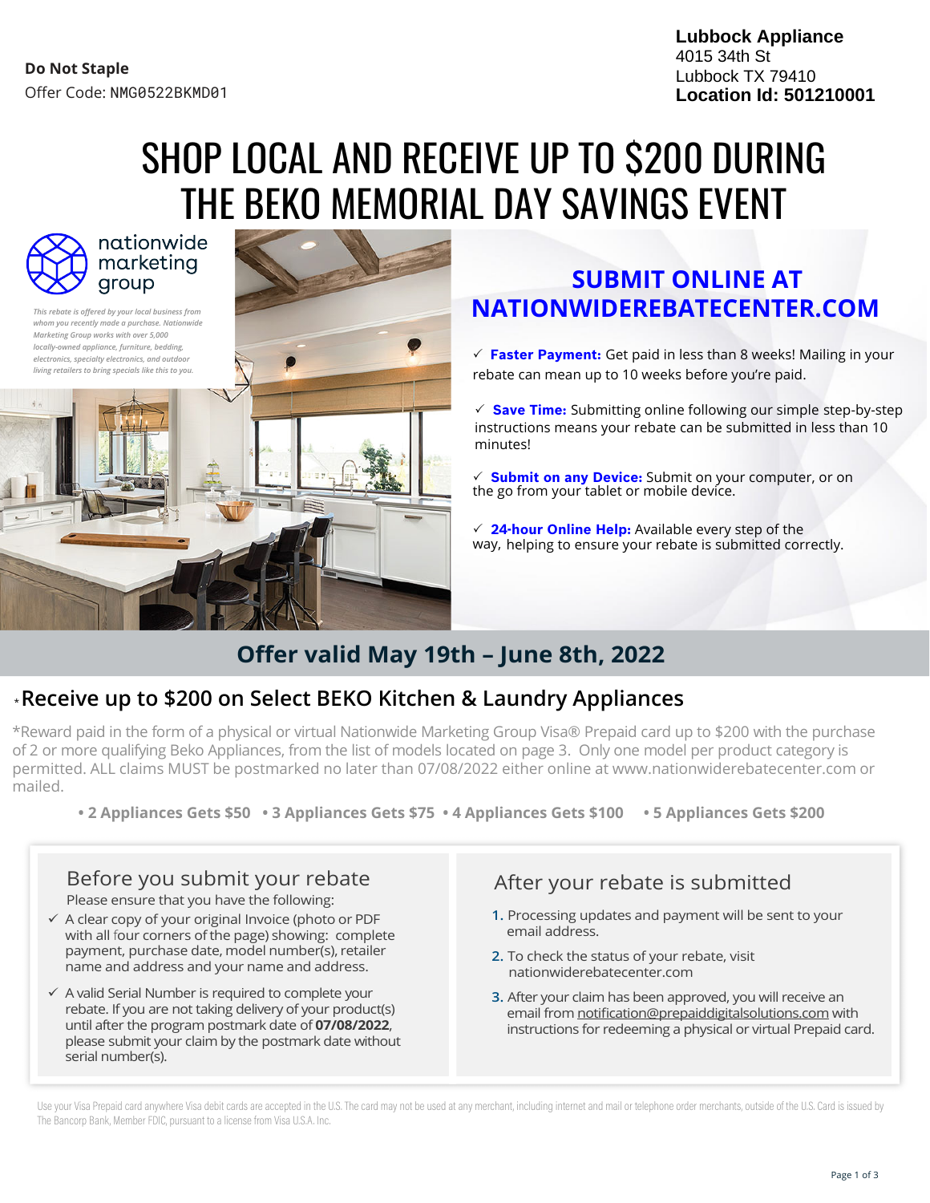**Do Not Staple**
Offer Code: NMG0522BKMD01

**Lubbock Appliance**
4015 34th St
Lubbock TX 79410
**Location Id: 501210001**

# SHOP LOCAL AND RECEIVE UP TO $200 DURING THE BEKO MEMORIAL DAY SAVINGS EVENT

nationwide marketing group

*This rebate is offered by your local business from whom you recently made a purchase. Nationwide Marketing Group works with over 5,000 locally-owned appliance, furniture, bedding, electronics, specialty electronics, and outdoor living retailers to bring specials like this to you.*

## SUBMIT ONLINE AT NATIONWIDEREBATECENTER.COM

- ✓ **Faster Payment:** Get paid in less than 8 weeks! Mailing in your rebate can mean up to 10 weeks before you're paid.
- ✓ **Save Time:** Submitting online following our simple step-by-step instructions means your rebate can be submitted in less than 10 minutes!
- ✓ **Submit on any Device:** Submit on your computer, or on the go from your tablet or mobile device.
- ✓ **24-hour Online Help:** Available every step of the way, helping to ensure your rebate is submitted correctly.

## Offer valid May 19th – June 8th, 2022

### *Receive up to $200 on Select BEKO Kitchen & Laundry Appliances

*Reward paid in the form of a physical or virtual Nationwide Marketing Group Visa® Prepaid card up to $200 with the purchase of 2 or more qualifying Beko Appliances, from the list of models located on page 3. Only one model per product category is permitted. ALL claims MUST be postmarked no later than 07/08/2022 either online at www.nationwiderebatecenter.com or mailed.

**• 2 Appliances Gets $50 • 3 Appliances Gets $75 • 4 Appliances Gets $100 • 5 Appliances Gets $200**

### Before you submit your rebate

Please ensure that you have the following:

- ✓ A clear copy of your original Invoice (photo or PDF with all four corners of the page) showing: complete payment, purchase date, model number(s), retailer name and address and your name and address.
- ✓ A valid Serial Number is required to complete your rebate. If you are not taking delivery of your product(s) until after the program postmark date of **07/08/2022**, please submit your claim by the postmark date without serial number(s).

### After your rebate is submitted

1. Processing updates and payment will be sent to your email address.
2. To check the status of your rebate, visit nationwiderebatecenter.com
3. After your claim has been approved, you will receive an email from notification@prepaiddigitalsolutions.com with instructions for redeeming a physical or virtual Prepaid card.

Use your Visa Prepaid card anywhere Visa debit cards are accepted in the U.S. The card may not be used at any merchant, including internet and mail or telephone order merchants, outside of the U.S. Card is issued by The Bancorp Bank, Member FDIC, pursuant to a license from Visa U.S.A. Inc.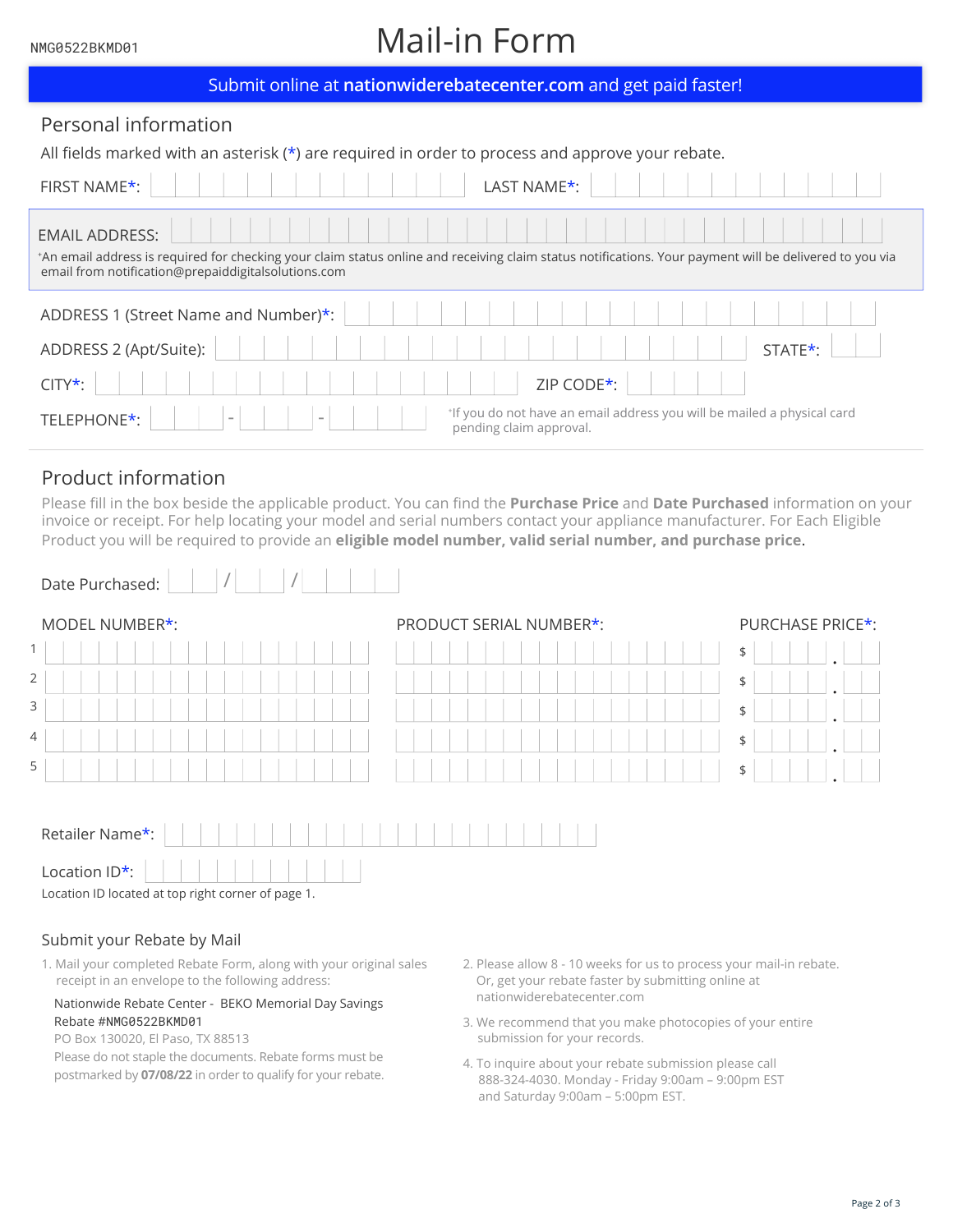NMG0522BKMD01

# Mail-in Form

**Submit online at nationwiderebatecenter.com and get paid faster!**

## Personal information

All fields marked with an asterisk (*) are required in order to process and approve your rebate.

FIRST NAME*: LAST NAME*:

EMAIL ADDRESS:

*An email address is required for checking your claim status online and receiving claim status notifications. Your payment will be delivered to you via email from notification@prepaiddigitalsolutions.com

ADDRESS 1 (Street Name and Number)*:

ADDRESS 2 (Apt/Suite): STATE*:

CITY*: ZIP CODE*:

TELEPHONE*: - -

*If you do not have an email address you will be mailed a physical card pending claim approval.

## Product information

Please fill in the box beside the applicable product. You can find the **Purchase Price** and **Date Purchased** information on your invoice or receipt. For help locating your model and serial numbers contact your appliance manufacturer. For Each Eligible Product you will be required to provide an **eligible model number, valid serial number, and purchase price**.

Date Purchased: / /

| | MODEL NUMBER*: | PRODUCT SERIAL NUMBER*: | PURCHASE PRICE*: |
|---|---|---|---|
| 1 | | | $ . |
| 2 | | | $ . |
| 3 | | | $ . |
| 4 | | | $ . |
| 5 | | | $ . |

Retailer Name*:

Location ID*:

Location ID located at top right corner of page 1.

### Submit your Rebate by Mail

1. Mail your completed Rebate Form, along with your original sales receipt in an envelope to the following address:

   Nationwide Rebate Center - BEKO Memorial Day Savings
   Rebate #NMG0522BKMD01
   PO Box 130020, El Paso, TX 88513
   Please do not staple the documents. Rebate forms must be postmarked by **07/08/22** in order to qualify for your rebate.

2. Please allow 8 - 10 weeks for us to process your mail-in rebate. Or, get your rebate faster by submitting online at nationwiderebatecenter.com
3. We recommend that you make photocopies of your entire submission for your records.
4. To inquire about your rebate submission please call 888-324-4030. Monday - Friday 9:00am – 9:00pm EST and Saturday 9:00am – 5:00pm EST.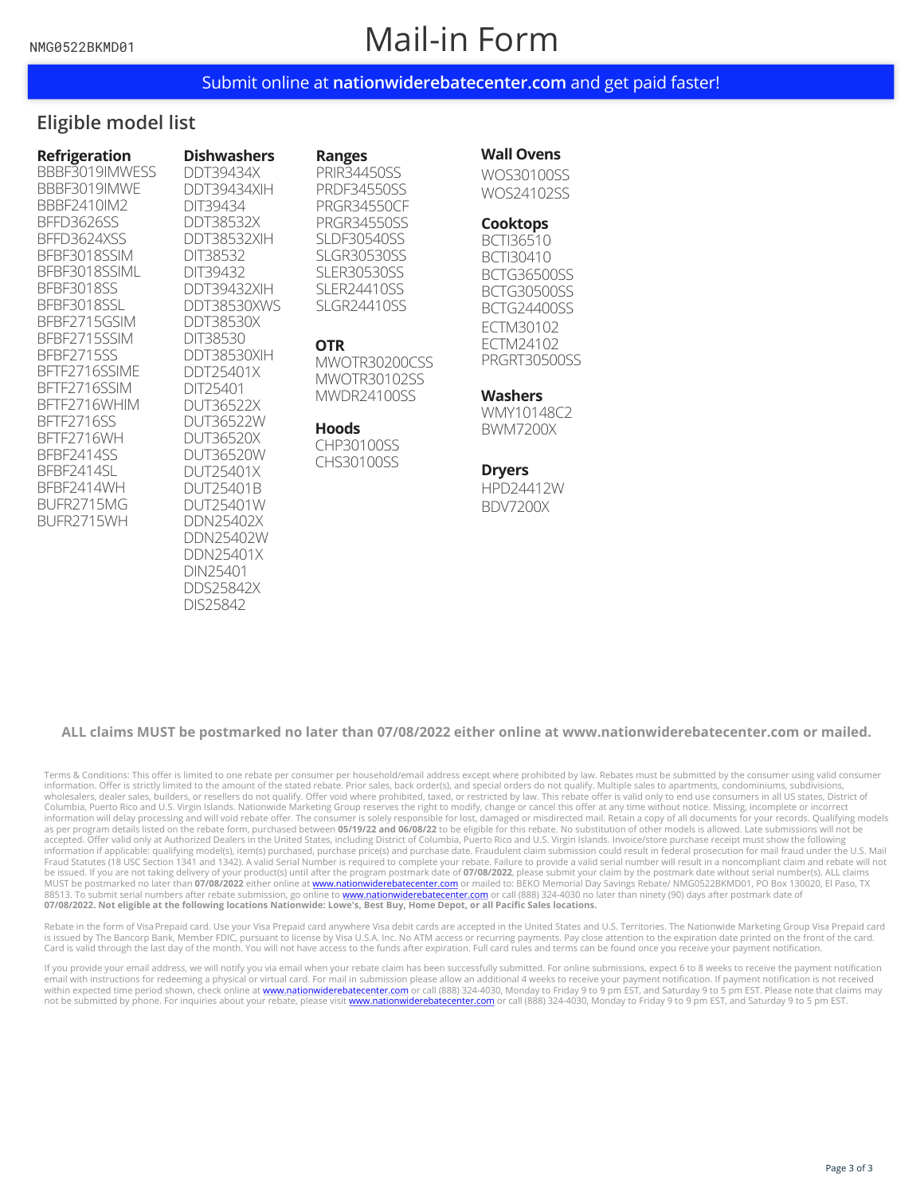NMG0522BKMD01

# Mail-in Form

Submit online at **nationwiderebatecenter.com** and get paid faster!

## Eligible model list

### Refrigeration

BBBF3019IMWESS
BBBF3019IMWE
BBBF2410IM2
BFFD3626SS
BFFD3624XSS
BFBF3018SSIM
BFBF3018SSIML
BFBF3018SS
BFBF3018SSL
BFBF2715GSIM
BFBF2715SSIM
BFBF2715SS
BFTF2716SSIME
BFTF2716SSIM
BFTF2716WHIM
BFTF2716SS
BFTF2716WH
BFBF2414SS
BFBF2414SL
BFBF2414WH
BUFR2715MG
BUFR2715WH

### Dishwashers

DDT39434X
DDT39434XIH
DIT39434
DDT38532X
DDT38532XIH
DIT38532
DIT39432
DDT39432XIH
DDT38530XWS
DDT38530X
DIT38530
DDT38530XIH
DDT25401X
DIT25401
DUT36522X
DUT36522W
DUT36520X
DUT36520W
DUT25401X
DUT25401B
DUT25401W
DDN25402X
DDN25402W
DDN25401X
DIN25401
DDS25842X
DIS25842

### Ranges

PRIR34450SS
PRDF34550SS
PRGR34550CF
PRGR34550SS
SLDF30540SS
SLGR30530SS
SLER30530SS
SLER24410SS
SLGR24410SS

### OTR

MWOTR30200CSS
MWOTR30102SS
MWDR24100SS

### Hoods

CHP30100SS
CHS30100SS

### Wall Ovens

WOS30100SS
WOS24102SS

### Cooktops

BCTI36510
BCTI30410
BCTG36500SS
BCTG30500SS
BCTG24400SS
ECTM30102
ECTM24102
PRGRT30500SS

### Washers

WMY10148C2
BWM7200X

### Dryers

HPD24412W
BDV7200X

**ALL claims MUST be postmarked no later than 07/08/2022 either online at www.nationwiderebatecenter.com or mailed.**

Terms & Conditions: This offer is limited to one rebate per consumer per household/email address except where prohibited by law. Rebates must be submitted by the consumer using valid consumer information. Offer is strictly limited to the amount of the stated rebate. Prior sales, back order(s), and special orders do not qualify. Multiple sales to apartments, condominiums, subdivisions, wholesalers, dealer sales, builders, or resellers do not qualify. Offer void where prohibited, taxed, or restricted by law. This rebate offer is valid only to end use consumers in all US states, District of Columbia, Puerto Rico and U.S. Virgin Islands. Nationwide Marketing Group reserves the right to modify, change or cancel this offer at any time without notice. Missing, incomplete or incorrect information will delay processing and will void rebate offer. The consumer is solely responsible for lost, damaged or misdirected mail. Retain a copy of all documents for your records. Qualifying models as per program details listed on the rebate form, purchased between **05/19/22 and 06/08/22** to be eligible for this rebate. No substitution of other models is allowed. Late submissions will not be accepted. Offer valid only at Authorized Dealers in the United States, including District of Columbia, Puerto Rico and U.S. Virgin Islands. Invoice/store purchase receipt must show the following information if applicable: qualifying model(s), item(s) purchased, purchase price(s) and purchase date. Fraudulent claim submission could result in federal prosecution for mail fraud under the U.S. Mail Fraud Statutes (18 USC Section 1341 and 1342). A valid Serial Number is required to complete your rebate. Failure to provide a valid serial number will result in a noncompliant claim and rebate will not be issued. If you are not taking delivery of your product(s) until after the program postmark date of **07/08/2022**, please submit your claim by the postmark date without serial number(s). ALL claims MUST be postmarked no later than **07/08/2022** either online at www.nationwiderebatecenter.com or mailed to: BEKO Memorial Day Savings Rebate/ NMG0522BKMD01, PO Box 130020, El Paso, TX 88513. To submit serial numbers after rebate submission, go online to www.nationwiderebatecenter.com or call (888) 324-4030 no later than ninety (90) days after postmark date of **07/08/2022. Not eligible at the following locations Nationwide: Lowe's, Best Buy, Home Depot, or all Pacific Sales locations.**

Rebate in the form of Visa Prepaid card. Use your Visa Prepaid card anywhere Visa debit cards are accepted in the United States and U.S. Territories. The Nationwide Marketing Group Visa Prepaid card is issued by The Bancorp Bank, Member FDIC, pursuant to license by Visa U.S.A. Inc. No ATM access or recurring payments. Pay close attention to the expiration date printed on the front of the card. Card is valid through the last day of the month. You will not have access to the funds after expiration. Full card rules and terms can be found once you receive your payment notification.

If you provide your email address, we will notify you via email when your rebate claim has been successfully submitted. For online submissions, expect 6 to 8 weeks to receive the payment notification email with instructions for redeeming a physical or virtual card. For mail in submission please allow an additional 4 weeks to receive your payment notification. If payment notification is not received within expected time period shown, check online at www.nationwiderebatecenter.com or call (888) 324-4030, Monday to Friday 9 to 9 pm EST, and Saturday 9 to 5 pm EST. Please note that claims may not be submitted by phone. For inquiries about your rebate, please visit www.nationwiderebatecenter.com or call (888) 324-4030, Monday to Friday 9 to 9 pm EST, and Saturday 9 to 5 pm EST.